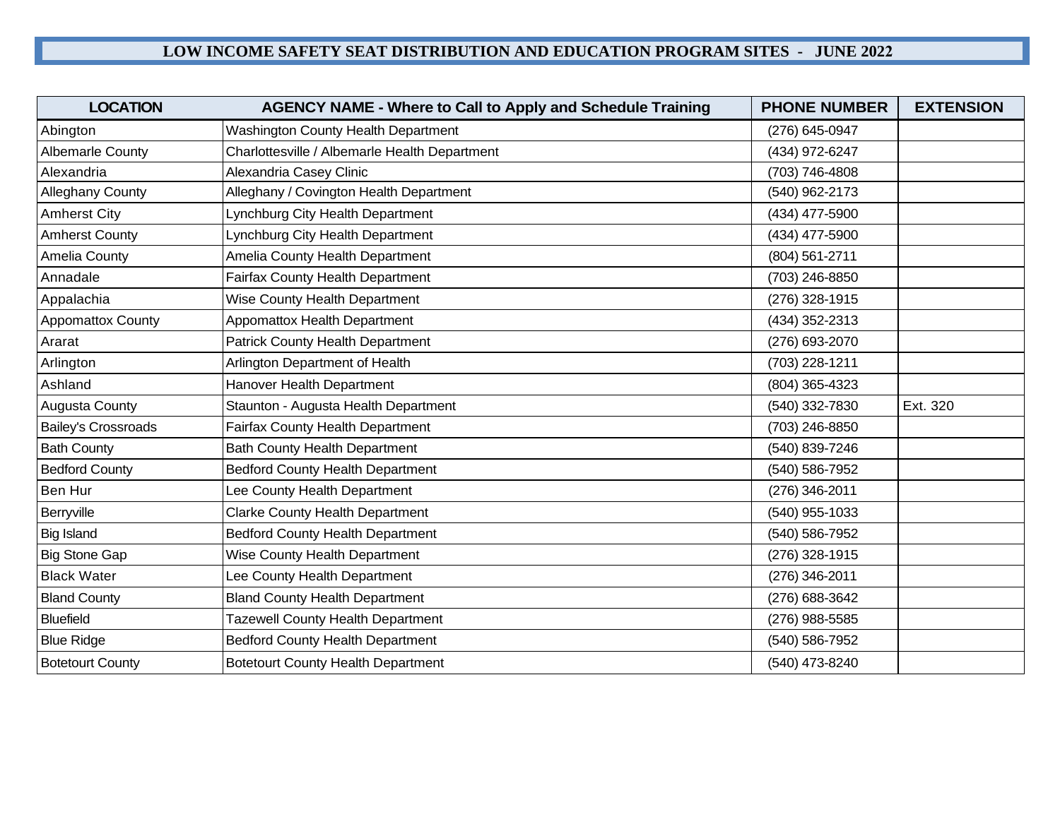# LOW INCOME SAFETY SEAT DISTRIBUTION AND EDUCATION PROGRAM SITES - JUNE 2022

| LOCATION | AGENCY NAME - Where to Call to Apply and Schedule Training | PHONE NUMBER | EXTENSION |
|---|---|---|---|
| Abington | Washington County Health Department | (276) 645-0947 | |
| Albemarle County | Charlottesville / Albemarle Health Department | (434) 972-6247 | |
| Alexandria | Alexandria Casey Clinic | (703) 746-4808 | |
| Alleghany County | Alleghany / Covington Health Department | (540) 962-2173 | |
| Amherst City | Lynchburg City Health Department | (434) 477-5900 | |
| Amherst County | Lynchburg City Health Department | (434) 477-5900 | |
| Amelia County | Amelia County Health Department | (804) 561-2711 | |
| Annadale | Fairfax County Health Department | (703) 246-8850 | |
| Appalachia | Wise County Health Department | (276) 328-1915 | |
| Appomattox County | Appomattox Health Department | (434) 352-2313 | |
| Ararat | Patrick County Health Department | (276) 693-2070 | |
| Arlington | Arlington Department of Health | (703) 228-1211 | |
| Ashland | Hanover Health Department | (804) 365-4323 | |
| Augusta County | Staunton - Augusta Health Department | (540) 332-7830 | Ext. 320 |
| Bailey's Crossroads | Fairfax County Health Department | (703) 246-8850 | |
| Bath County | Bath County Health Department | (540) 839-7246 | |
| Bedford County | Bedford County Health Department | (540) 586-7952 | |
| Ben Hur | Lee County Health Department | (276) 346-2011 | |
| Berryville | Clarke County Health Department | (540) 955-1033 | |
| Big Island | Bedford County Health Department | (540) 586-7952 | |
| Big Stone Gap | Wise County Health Department | (276) 328-1915 | |
| Black Water | Lee County Health Department | (276) 346-2011 | |
| Bland County | Bland County Health Department | (276) 688-3642 | |
| Bluefield | Tazewell County Health Department | (276) 988-5585 | |
| Blue Ridge | Bedford County Health Department | (540) 586-7952 | |
| Botetourt County | Botetourt County Health Department | (540) 473-8240 | |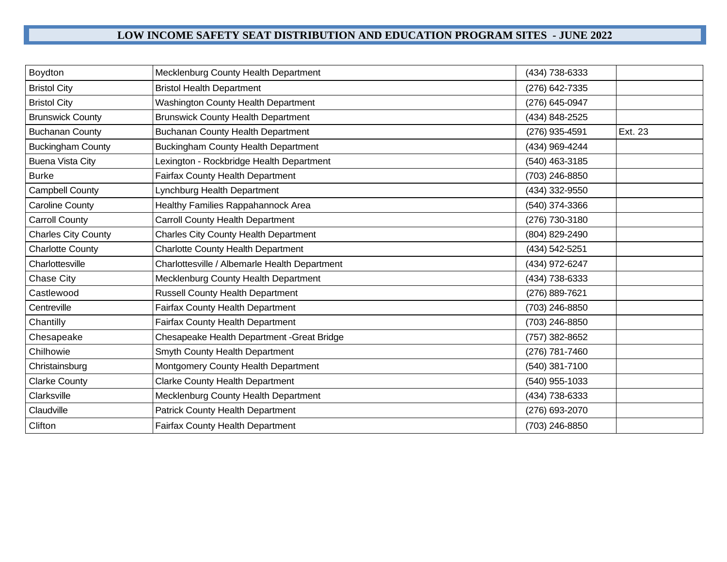# LOW INCOME SAFETY SEAT DISTRIBUTION AND EDUCATION PROGRAM SITES - JUNE 2022

| | | | |
|---|---|---|---|
| Boydton | Mecklenburg County Health Department | (434) 738-6333 | |
| Bristol City | Bristol Health Department | (276) 642-7335 | |
| Bristol City | Washington County Health Department | (276) 645-0947 | |
| Brunswick County | Brunswick County Health Department | (434) 848-2525 | |
| Buchanan County | Buchanan County Health Department | (276) 935-4591 | Ext. 23 |
| Buckingham County | Buckingham County Health Department | (434) 969-4244 | |
| Buena Vista City | Lexington - Rockbridge Health Department | (540) 463-3185 | |
| Burke | Fairfax County Health Department | (703) 246-8850 | |
| Campbell County | Lynchburg Health Department | (434) 332-9550 | |
| Caroline County | Healthy Families Rappahannock Area | (540) 374-3366 | |
| Carroll County | Carroll County Health Department | (276) 730-3180 | |
| Charles City County | Charles City County Health Department | (804) 829-2490 | |
| Charlotte County | Charlotte County Health Department | (434) 542-5251 | |
| Charlottesville | Charlottesville / Albemarle Health Department | (434) 972-6247 | |
| Chase City | Mecklenburg County Health Department | (434) 738-6333 | |
| Castlewood | Russell County Health Department | (276) 889-7621 | |
| Centreville | Fairfax County Health Department | (703) 246-8850 | |
| Chantilly | Fairfax County Health Department | (703) 246-8850 | |
| Chesapeake | Chesapeake Health Department -Great Bridge | (757) 382-8652 | |
| Chilhowie | Smyth County Health Department | (276) 781-7460 | |
| Christainsburg | Montgomery County Health Department | (540) 381-7100 | |
| Clarke County | Clarke County Health Department | (540) 955-1033 | |
| Clarksville | Mecklenburg County Health Department | (434) 738-6333 | |
| Claudville | Patrick County Health Department | (276) 693-2070 | |
| Clifton | Fairfax County Health Department | (703) 246-8850 | |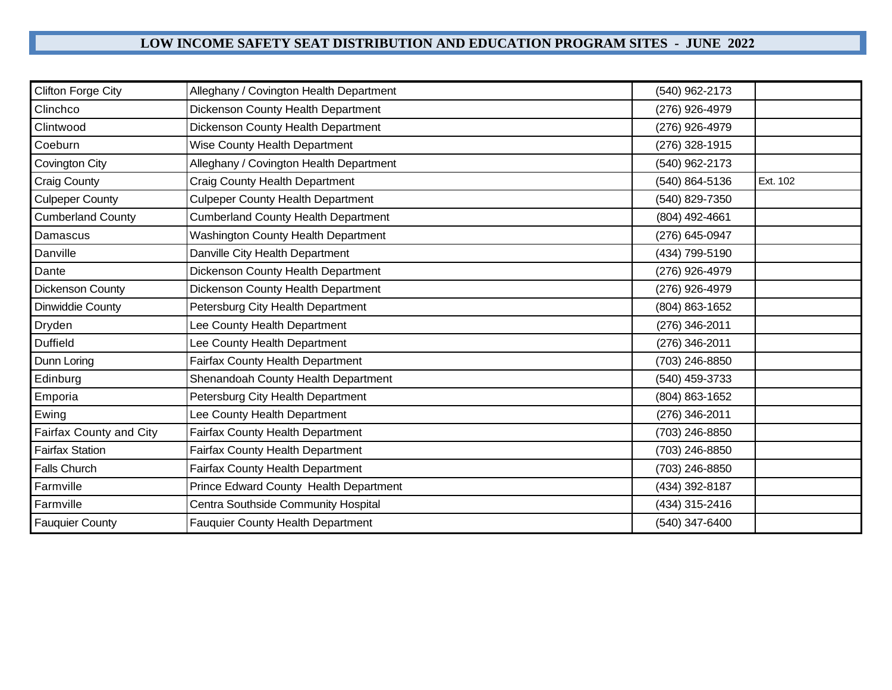# LOW INCOME SAFETY SEAT DISTRIBUTION AND EDUCATION PROGRAM SITES - JUNE 2022

| | | | |
|---|---|---|---|
| Clifton Forge City | Alleghany / Covington Health Department | (540) 962-2173 | |
| Clinchco | Dickenson County Health Department | (276) 926-4979 | |
| Clintwood | Dickenson County Health Department | (276) 926-4979 | |
| Coeburn | Wise County Health Department | (276) 328-1915 | |
| Covington City | Alleghany / Covington Health Department | (540) 962-2173 | |
| Craig County | Craig County Health Department | (540) 864-5136 | Ext. 102 |
| Culpeper County | Culpeper County Health Department | (540) 829-7350 | |
| Cumberland County | Cumberland County Health Department | (804) 492-4661 | |
| Damascus | Washington County Health Department | (276) 645-0947 | |
| Danville | Danville City Health Department | (434) 799-5190 | |
| Dante | Dickenson County Health Department | (276) 926-4979 | |
| Dickenson County | Dickenson County Health Department | (276) 926-4979 | |
| Dinwiddie County | Petersburg City Health Department | (804) 863-1652 | |
| Dryden | Lee County Health Department | (276) 346-2011 | |
| Duffield | Lee County Health Department | (276) 346-2011 | |
| Dunn Loring | Fairfax County Health Department | (703) 246-8850 | |
| Edinburg | Shenandoah County Health Department | (540) 459-3733 | |
| Emporia | Petersburg City Health Department | (804) 863-1652 | |
| Ewing | Lee County Health Department | (276) 346-2011 | |
| Fairfax County and City | Fairfax County Health Department | (703) 246-8850 | |
| Fairfax Station | Fairfax County Health Department | (703) 246-8850 | |
| Falls Church | Fairfax County Health Department | (703) 246-8850 | |
| Farmville | Prince Edward County Health Department | (434) 392-8187 | |
| Farmville | Centra Southside Community Hospital | (434) 315-2416 | |
| Fauquier County | Fauquier County Health Department | (540) 347-6400 | |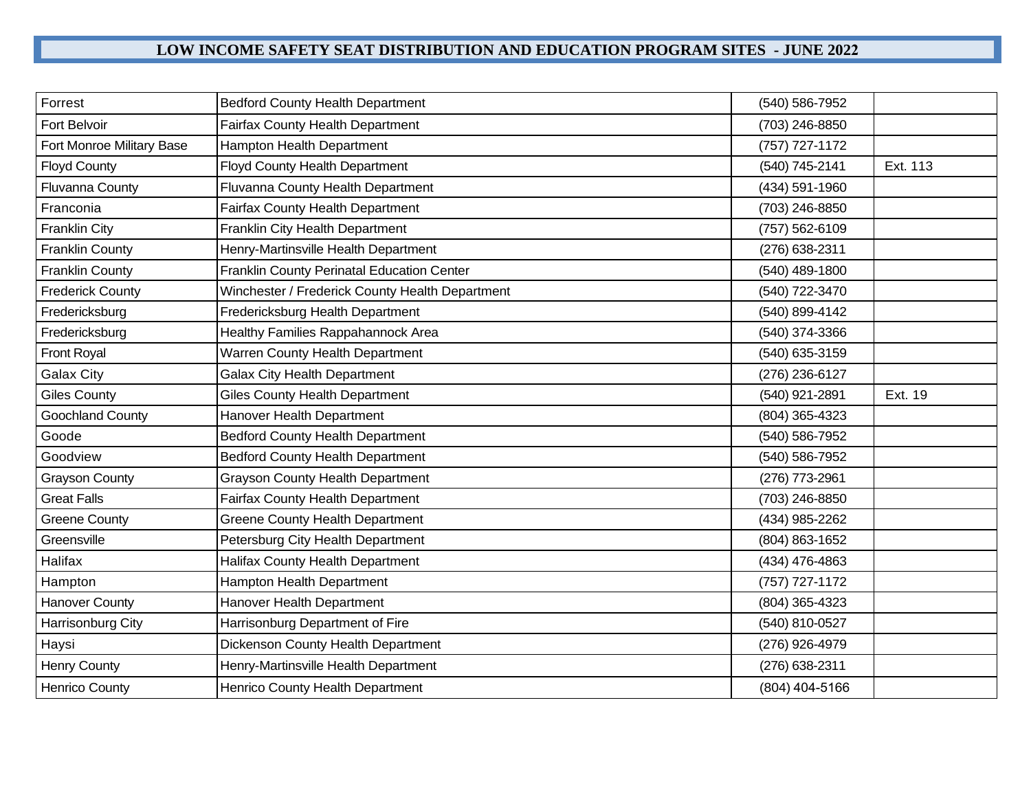## LOW INCOME SAFETY SEAT DISTRIBUTION AND EDUCATION PROGRAM SITES - JUNE 2022

| | | | |
|---|---|---|---|
| Forrest | Bedford County Health Department | (540) 586-7952 | |
| Fort Belvoir | Fairfax County Health Department | (703) 246-8850 | |
| Fort Monroe Military Base | Hampton Health Department | (757) 727-1172 | |
| Floyd County | Floyd County Health Department | (540) 745-2141 | Ext. 113 |
| Fluvanna County | Fluvanna County Health Department | (434) 591-1960 | |
| Franconia | Fairfax County Health Department | (703) 246-8850 | |
| Franklin City | Franklin City Health Department | (757) 562-6109 | |
| Franklin County | Henry-Martinsville Health Department | (276) 638-2311 | |
| Franklin County | Franklin County Perinatal Education Center | (540) 489-1800 | |
| Frederick County | Winchester / Frederick County Health Department | (540) 722-3470 | |
| Fredericksburg | Fredericksburg Health Department | (540) 899-4142 | |
| Fredericksburg | Healthy Families Rappahannock Area | (540) 374-3366 | |
| Front Royal | Warren County Health Department | (540) 635-3159 | |
| Galax City | Galax City Health Department | (276) 236-6127 | |
| Giles County | Giles County Health Department | (540) 921-2891 | Ext. 19 |
| Goochland County | Hanover Health Department | (804) 365-4323 | |
| Goode | Bedford County Health Department | (540) 586-7952 | |
| Goodview | Bedford County Health Department | (540) 586-7952 | |
| Grayson County | Grayson County Health Department | (276) 773-2961 | |
| Great Falls | Fairfax County Health Department | (703) 246-8850 | |
| Greene County | Greene County Health Department | (434) 985-2262 | |
| Greensville | Petersburg City Health Department | (804) 863-1652 | |
| Halifax | Halifax County Health Department | (434) 476-4863 | |
| Hampton | Hampton Health Department | (757) 727-1172 | |
| Hanover County | Hanover Health Department | (804) 365-4323 | |
| Harrisonburg City | Harrisonburg Department of Fire | (540) 810-0527 | |
| Haysi | Dickenson County Health Department | (276) 926-4979 | |
| Henry County | Henry-Martinsville Health Department | (276) 638-2311 | |
| Henrico County | Henrico County Health Department | (804) 404-5166 | |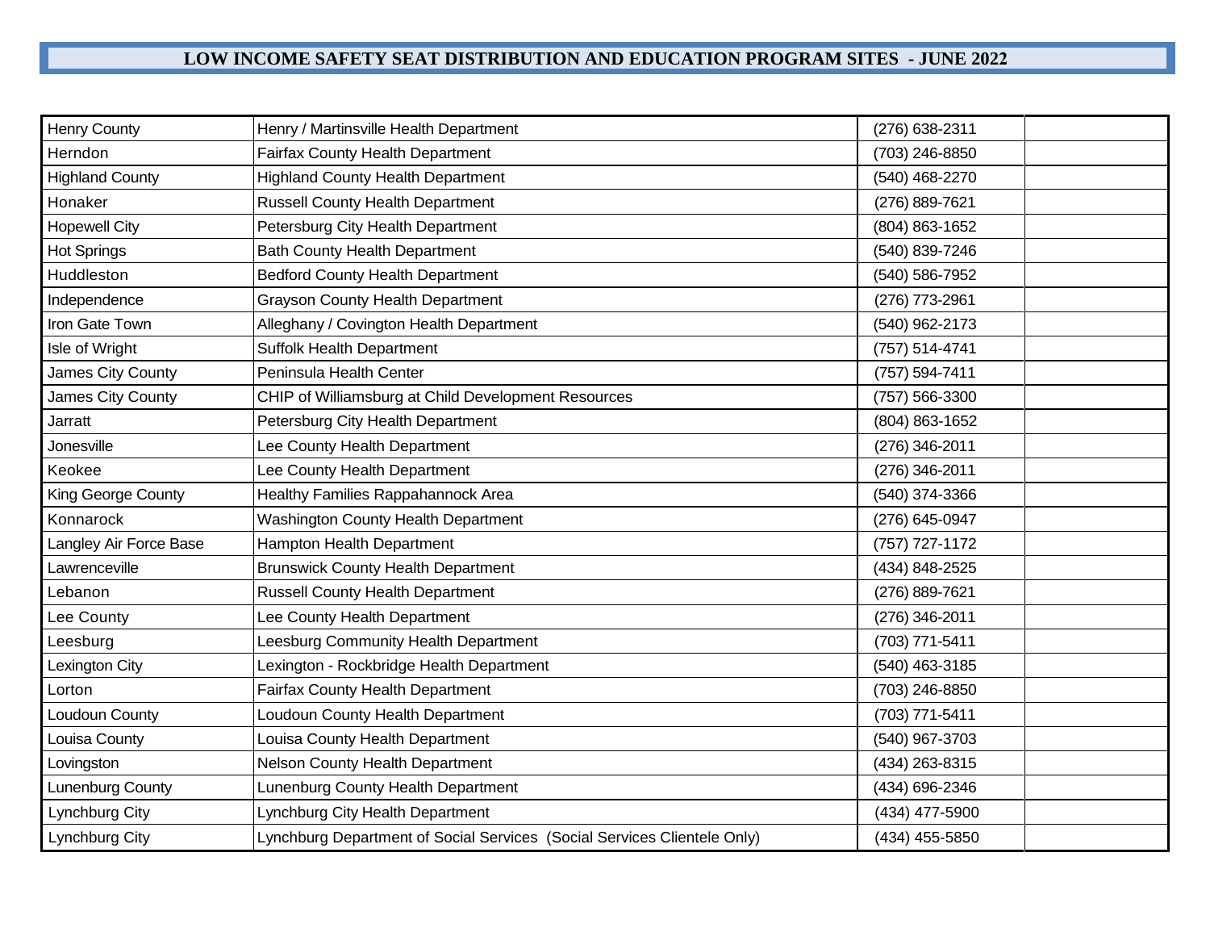## LOW INCOME SAFETY SEAT DISTRIBUTION AND EDUCATION PROGRAM SITES - JUNE 2022

| | | | |
|---|---|---|---|
| Henry County | Henry / Martinsville Health Department | (276) 638-2311 | |
| Herndon | Fairfax County Health Department | (703) 246-8850 | |
| Highland County | Highland County Health Department | (540) 468-2270 | |
| Honaker | Russell County Health Department | (276) 889-7621 | |
| Hopewell City | Petersburg City Health Department | (804) 863-1652 | |
| Hot Springs | Bath County Health Department | (540) 839-7246 | |
| Huddleston | Bedford County Health Department | (540) 586-7952 | |
| Independence | Grayson County Health Department | (276) 773-2961 | |
| Iron Gate Town | Alleghany / Covington Health Department | (540) 962-2173 | |
| Isle of Wright | Suffolk Health Department | (757) 514-4741 | |
| James City County | Peninsula Health Center | (757) 594-7411 | |
| James City County | CHIP of Williamsburg at Child Development Resources | (757) 566-3300 | |
| Jarratt | Petersburg City Health Department | (804) 863-1652 | |
| Jonesville | Lee County Health Department | (276) 346-2011 | |
| Keokee | Lee County Health Department | (276) 346-2011 | |
| King George County | Healthy Families Rappahannock Area | (540) 374-3366 | |
| Konnarock | Washington County Health Department | (276) 645-0947 | |
| Langley Air Force Base | Hampton Health Department | (757) 727-1172 | |
| Lawrenceville | Brunswick County Health Department | (434) 848-2525 | |
| Lebanon | Russell County Health Department | (276) 889-7621 | |
| Lee County | Lee County Health Department | (276) 346-2011 | |
| Leesburg | Leesburg Community Health Department | (703) 771-5411 | |
| Lexington City | Lexington - Rockbridge Health Department | (540) 463-3185 | |
| Lorton | Fairfax County Health Department | (703) 246-8850 | |
| Loudoun County | Loudoun County Health Department | (703) 771-5411 | |
| Louisa County | Louisa County Health Department | (540) 967-3703 | |
| Lovingston | Nelson County Health Department | (434) 263-8315 | |
| Lunenburg County | Lunenburg County Health Department | (434) 696-2346 | |
| Lynchburg City | Lynchburg City Health Department | (434) 477-5900 | |
| Lynchburg City | Lynchburg Department of Social Services (Social Services Clientele Only) | (434) 455-5850 | |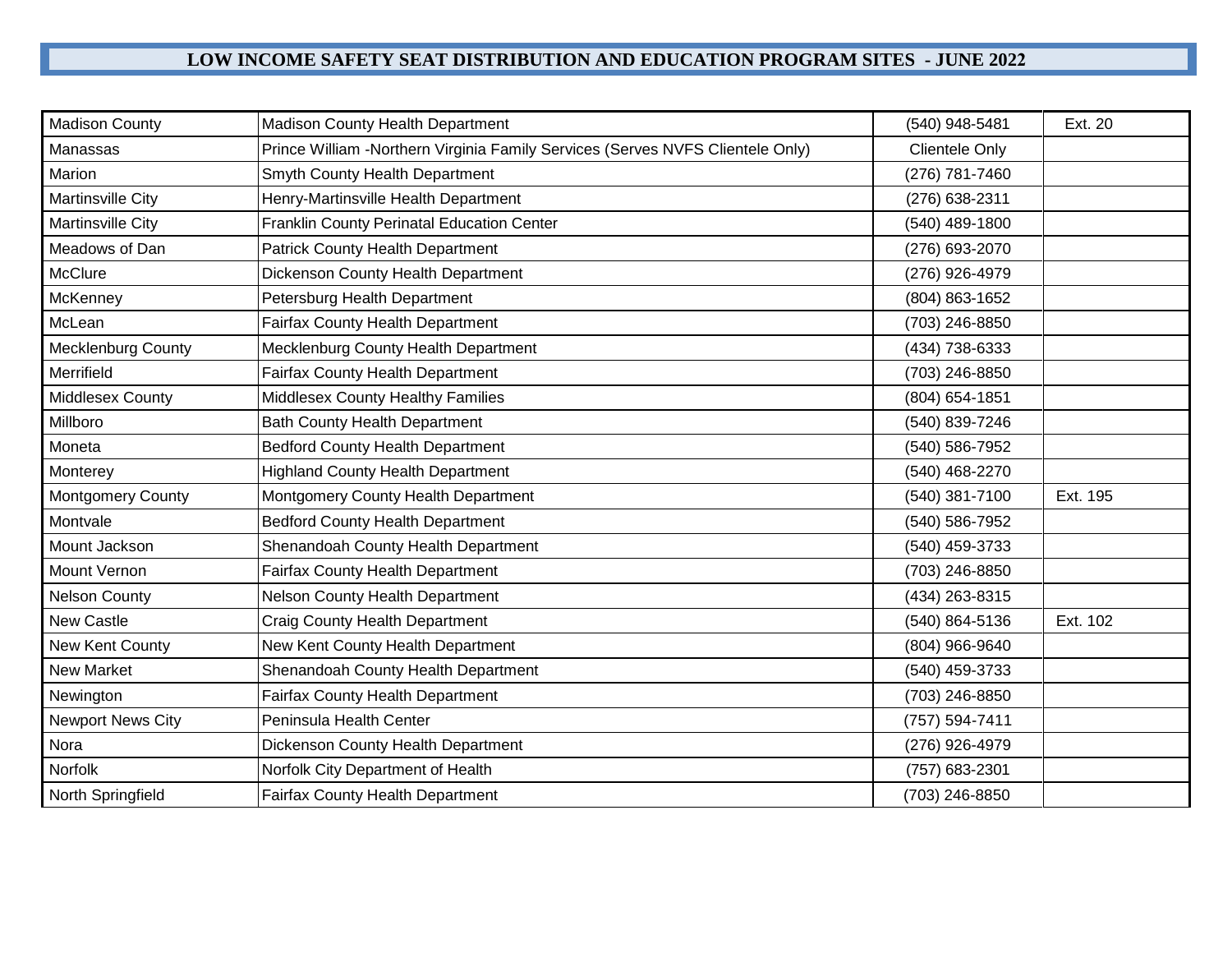## LOW INCOME SAFETY SEAT DISTRIBUTION AND EDUCATION PROGRAM SITES - JUNE 2022

| | | | |
|---|---|---|---|
| Madison County | Madison County Health Department | (540) 948-5481 | Ext. 20 |
| Manassas | Prince William -Northern Virginia Family Services (Serves NVFS Clientele Only) | Clientele Only | |
| Marion | Smyth County Health Department | (276) 781-7460 | |
| Martinsville City | Henry-Martinsville Health Department | (276) 638-2311 | |
| Martinsville City | Franklin County Perinatal Education Center | (540) 489-1800 | |
| Meadows of Dan | Patrick County Health Department | (276) 693-2070 | |
| McClure | Dickenson County Health Department | (276) 926-4979 | |
| McKenney | Petersburg Health Department | (804) 863-1652 | |
| McLean | Fairfax County Health Department | (703) 246-8850 | |
| Mecklenburg County | Mecklenburg County Health Department | (434) 738-6333 | |
| Merrifield | Fairfax County Health Department | (703) 246-8850 | |
| Middlesex County | Middlesex County Healthy Families | (804) 654-1851 | |
| Millboro | Bath County Health Department | (540) 839-7246 | |
| Moneta | Bedford County Health Department | (540) 586-7952 | |
| Monterey | Highland County Health Department | (540) 468-2270 | |
| Montgomery County | Montgomery County Health Department | (540) 381-7100 | Ext. 195 |
| Montvale | Bedford County Health Department | (540) 586-7952 | |
| Mount Jackson | Shenandoah County Health Department | (540) 459-3733 | |
| Mount Vernon | Fairfax County Health Department | (703) 246-8850 | |
| Nelson County | Nelson County Health Department | (434) 263-8315 | |
| New Castle | Craig County Health Department | (540) 864-5136 | Ext. 102 |
| New Kent County | New Kent County Health Department | (804) 966-9640 | |
| New Market | Shenandoah County Health Department | (540) 459-3733 | |
| Newington | Fairfax County Health Department | (703) 246-8850 | |
| Newport News City | Peninsula Health Center | (757) 594-7411 | |
| Nora | Dickenson County Health Department | (276) 926-4979 | |
| Norfolk | Norfolk City Department of Health | (757) 683-2301 | |
| North Springfield | Fairfax County Health Department | (703) 246-8850 | |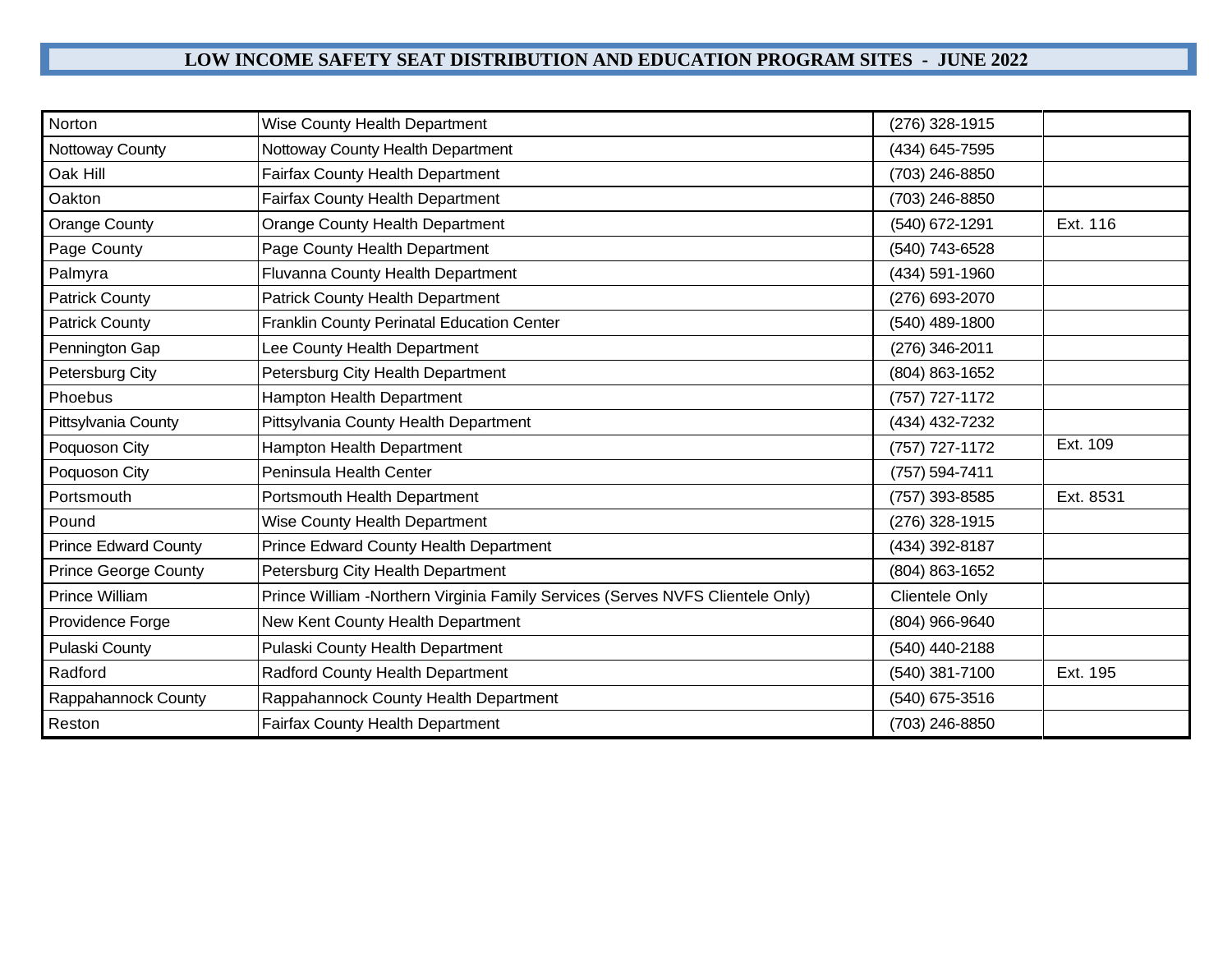## LOW INCOME SAFETY SEAT DISTRIBUTION AND EDUCATION PROGRAM SITES - JUNE 2022

| | | | |
|---|---|---|---|
| Norton | Wise County Health Department | (276) 328-1915 | |
| Nottoway County | Nottoway County Health Department | (434) 645-7595 | |
| Oak Hill | Fairfax County Health Department | (703) 246-8850 | |
| Oakton | Fairfax County Health Department | (703) 246-8850 | |
| Orange County | Orange County Health Department | (540) 672-1291 | Ext. 116 |
| Page County | Page County Health Department | (540) 743-6528 | |
| Palmyra | Fluvanna County Health Department | (434) 591-1960 | |
| Patrick County | Patrick County Health Department | (276) 693-2070 | |
| Patrick County | Franklin County Perinatal Education Center | (540) 489-1800 | |
| Pennington Gap | Lee County Health Department | (276) 346-2011 | |
| Petersburg City | Petersburg City Health Department | (804) 863-1652 | |
| Phoebus | Hampton Health Department | (757) 727-1172 | |
| Pittsylvania County | Pittsylvania County Health Department | (434) 432-7232 | |
| Poquoson City | Hampton Health Department | (757) 727-1172 | Ext. 109 |
| Poquoson City | Peninsula Health Center | (757) 594-7411 | |
| Portsmouth | Portsmouth Health Department | (757) 393-8585 | Ext. 8531 |
| Pound | Wise County Health Department | (276) 328-1915 | |
| Prince Edward County | Prince Edward County Health Department | (434) 392-8187 | |
| Prince George County | Petersburg City Health Department | (804) 863-1652 | |
| Prince William | Prince William -Northern Virginia Family Services (Serves NVFS Clientele Only) | Clientele Only | |
| Providence Forge | New Kent County Health Department | (804) 966-9640 | |
| Pulaski County | Pulaski County Health Department | (540) 440-2188 | |
| Radford | Radford County Health Department | (540) 381-7100 | Ext. 195 |
| Rappahannock County | Rappahannock County Health Department | (540) 675-3516 | |
| Reston | Fairfax County Health Department | (703) 246-8850 | |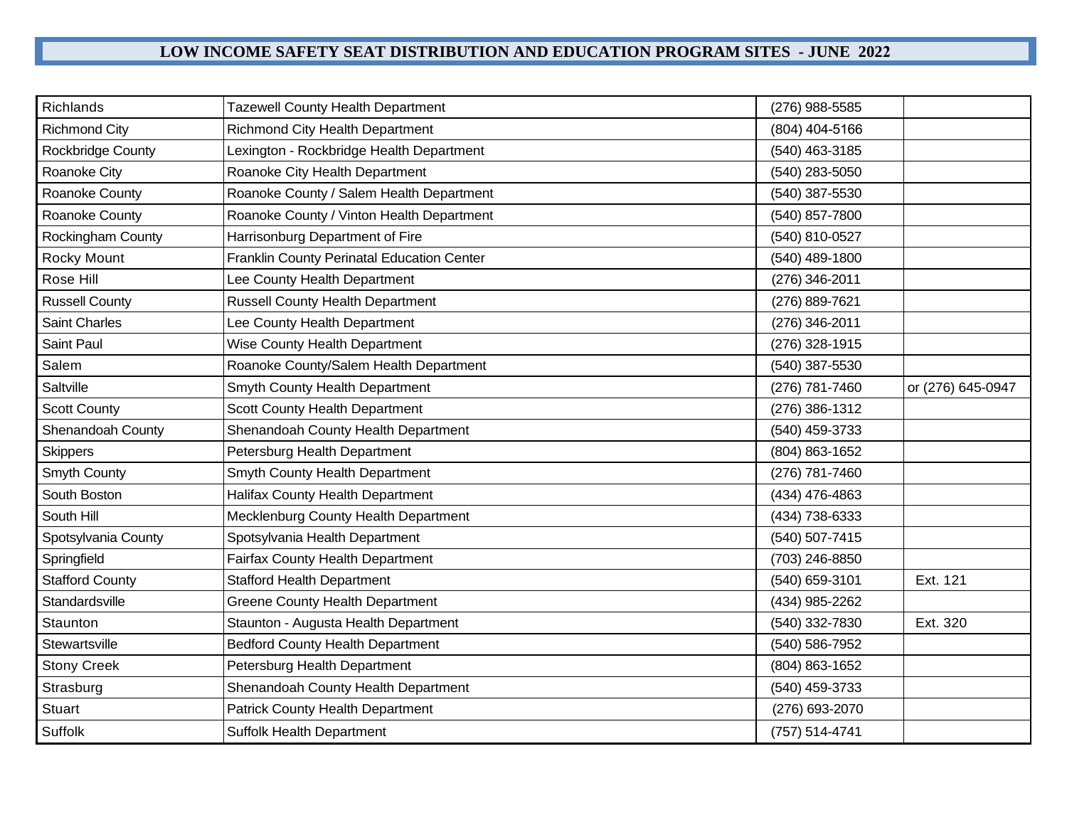# LOW INCOME SAFETY SEAT DISTRIBUTION AND EDUCATION PROGRAM SITES - JUNE 2022

| | | | |
|---|---|---|---|
| Richlands | Tazewell County Health Department | (276) 988-5585 | |
| Richmond City | Richmond City Health Department | (804) 404-5166 | |
| Rockbridge County | Lexington - Rockbridge Health Department | (540) 463-3185 | |
| Roanoke City | Roanoke City Health Department | (540) 283-5050 | |
| Roanoke County | Roanoke County / Salem Health Department | (540) 387-5530 | |
| Roanoke County | Roanoke County / Vinton Health Department | (540) 857-7800 | |
| Rockingham County | Harrisonburg Department of Fire | (540) 810-0527 | |
| Rocky Mount | Franklin County Perinatal Education Center | (540) 489-1800 | |
| Rose Hill | Lee County Health Department | (276) 346-2011 | |
| Russell County | Russell County Health Department | (276) 889-7621 | |
| Saint Charles | Lee County Health Department | (276) 346-2011 | |
| Saint Paul | Wise County Health Department | (276) 328-1915 | |
| Salem | Roanoke County/Salem Health Department | (540) 387-5530 | |
| Saltville | Smyth County Health Department | (276) 781-7460 | or (276) 645-0947 |
| Scott County | Scott County Health Department | (276) 386-1312 | |
| Shenandoah County | Shenandoah County Health Department | (540) 459-3733 | |
| Skippers | Petersburg Health Department | (804) 863-1652 | |
| Smyth County | Smyth County Health Department | (276) 781-7460 | |
| South Boston | Halifax County Health Department | (434) 476-4863 | |
| South Hill | Mecklenburg County Health Department | (434) 738-6333 | |
| Spotsylvania County | Spotsylvania Health Department | (540) 507-7415 | |
| Springfield | Fairfax County Health Department | (703) 246-8850 | |
| Stafford County | Stafford Health Department | (540) 659-3101 | Ext. 121 |
| Standardsville | Greene County Health Department | (434) 985-2262 | |
| Staunton | Staunton - Augusta Health Department | (540) 332-7830 | Ext. 320 |
| Stewartsville | Bedford County Health Department | (540) 586-7952 | |
| Stony Creek | Petersburg Health Department | (804) 863-1652 | |
| Strasburg | Shenandoah County Health Department | (540) 459-3733 | |
| Stuart | Patrick County Health Department | (276) 693-2070 | |
| Suffolk | Suffolk Health Department | (757) 514-4741 | |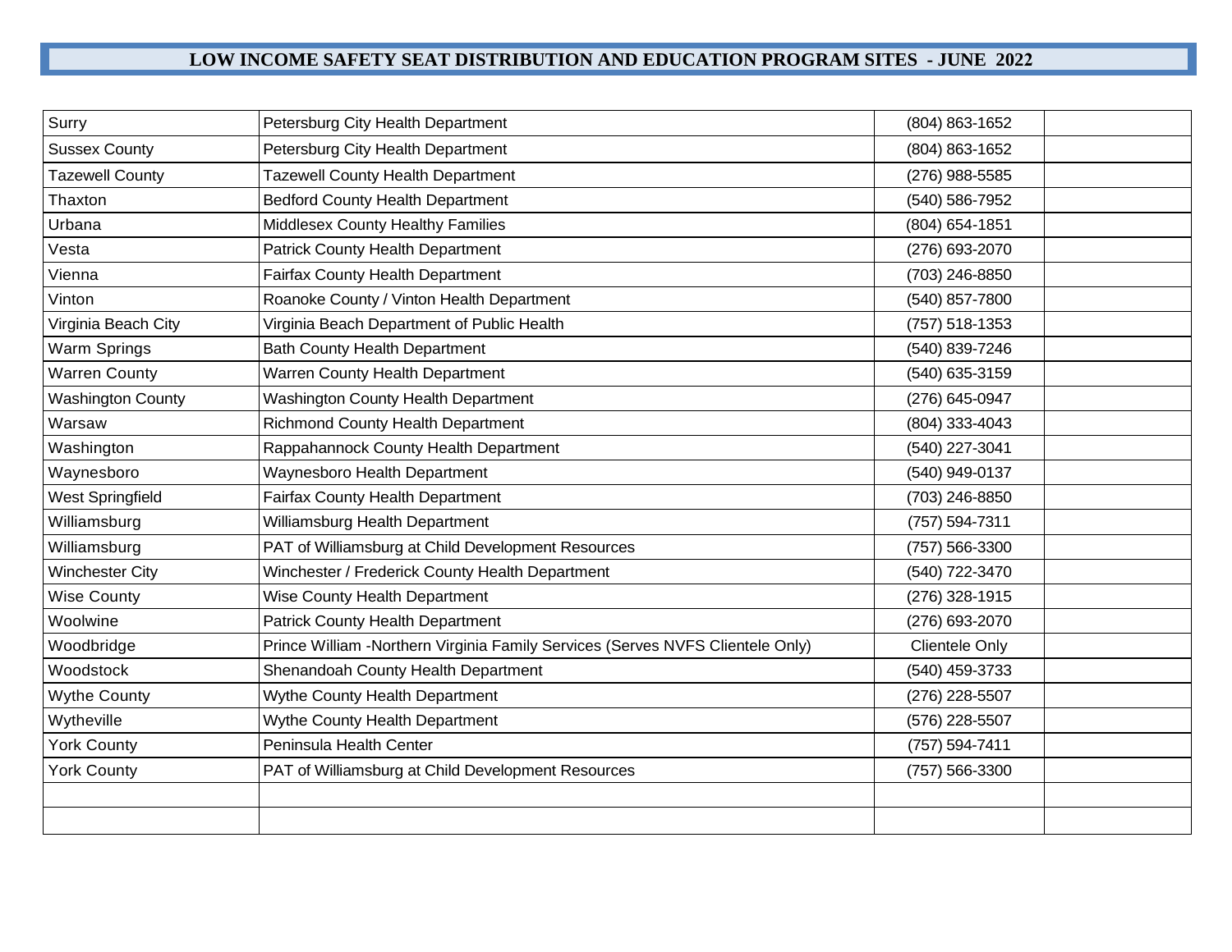## LOW INCOME SAFETY SEAT DISTRIBUTION AND EDUCATION PROGRAM SITES - JUNE 2022

| | | | |
|---|---|---|---|
| Surry | Petersburg City Health Department | (804) 863-1652 | |
| Sussex County | Petersburg City Health Department | (804) 863-1652 | |
| Tazewell County | Tazewell County Health Department | (276) 988-5585 | |
| Thaxton | Bedford County Health Department | (540) 586-7952 | |
| Urbana | Middlesex County Healthy Families | (804) 654-1851 | |
| Vesta | Patrick County Health Department | (276) 693-2070 | |
| Vienna | Fairfax County Health Department | (703) 246-8850 | |
| Vinton | Roanoke County / Vinton Health Department | (540) 857-7800 | |
| Virginia Beach City | Virginia Beach Department of Public Health | (757) 518-1353 | |
| Warm Springs | Bath County Health Department | (540) 839-7246 | |
| Warren County | Warren County Health Department | (540) 635-3159 | |
| Washington County | Washington County Health Department | (276) 645-0947 | |
| Warsaw | Richmond County Health Department | (804) 333-4043 | |
| Washington | Rappahannock County Health Department | (540) 227-3041 | |
| Waynesboro | Waynesboro Health Department | (540) 949-0137 | |
| West Springfield | Fairfax County Health Department | (703) 246-8850 | |
| Williamsburg | Williamsburg Health Department | (757) 594-7311 | |
| Williamsburg | PAT of Williamsburg at Child Development Resources | (757) 566-3300 | |
| Winchester City | Winchester / Frederick County Health Department | (540) 722-3470 | |
| Wise County | Wise County Health Department | (276) 328-1915 | |
| Woolwine | Patrick County Health Department | (276) 693-2070 | |
| Woodbridge | Prince William -Northern Virginia Family Services (Serves NVFS Clientele Only) | Clientele Only | |
| Woodstock | Shenandoah County Health Department | (540) 459-3733 | |
| Wythe County | Wythe County Health Department | (276) 228-5507 | |
| Wytheville | Wythe County Health Department | (576) 228-5507 | |
| York County | Peninsula Health Center | (757) 594-7411 | |
| York County | PAT of Williamsburg at Child Development Resources | (757) 566-3300 | |
| | | | |
| | | | |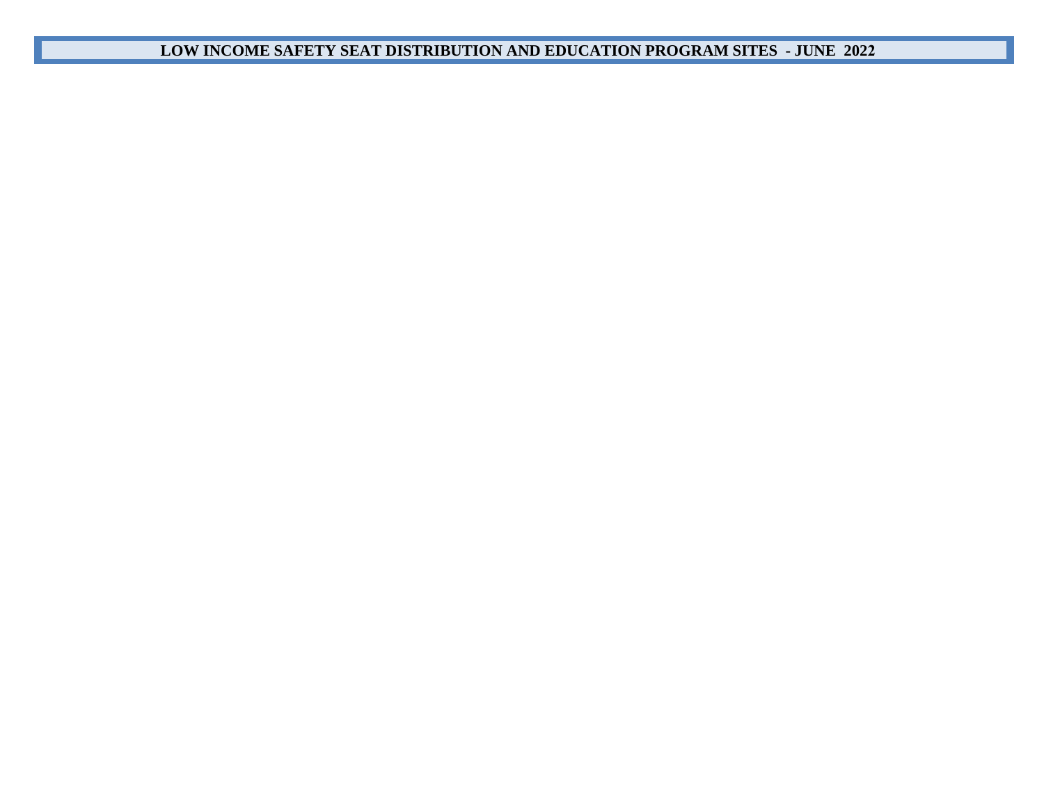# LOW INCOME SAFETY SEAT DISTRIBUTION AND EDUCATION PROGRAM SITES - JUNE 2022